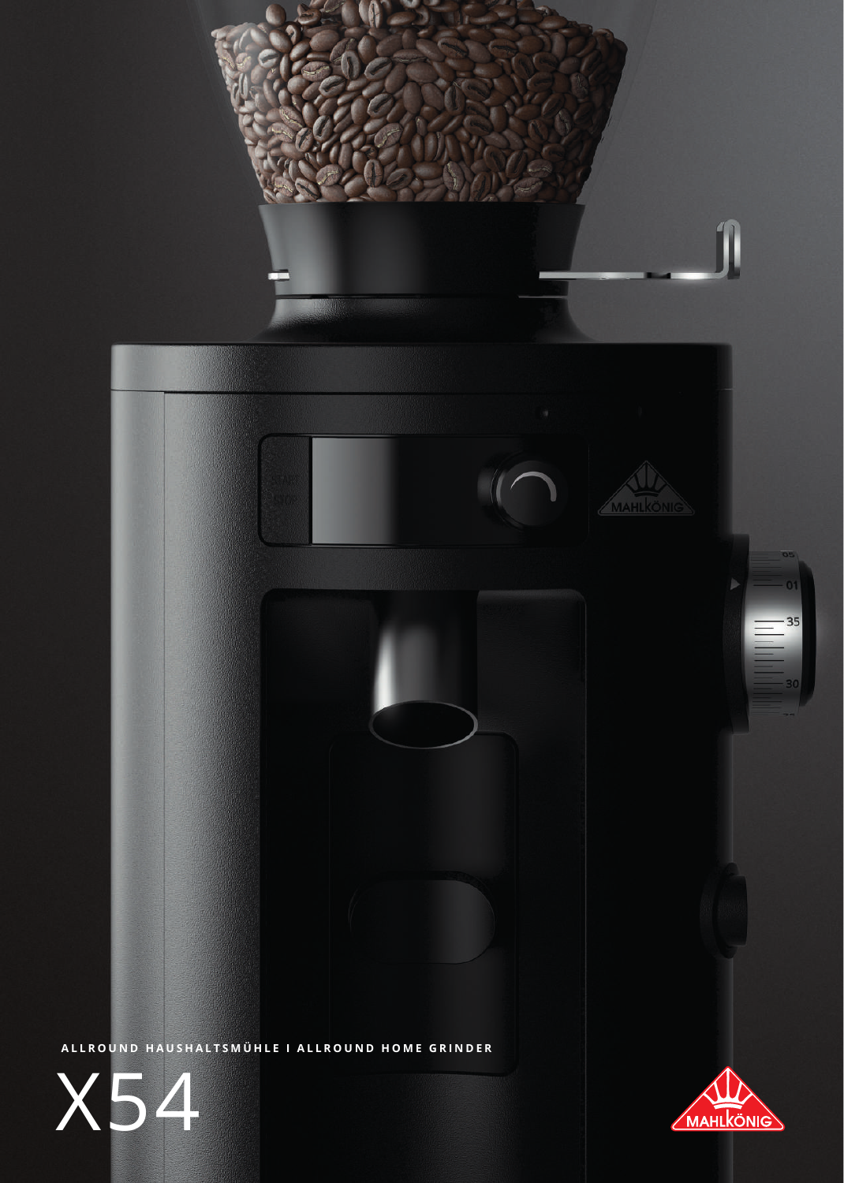ALLROUND HAUSHALTSMÜHLE I ALLROUND HOME GRINDER

# X54

MAHLKÖNIG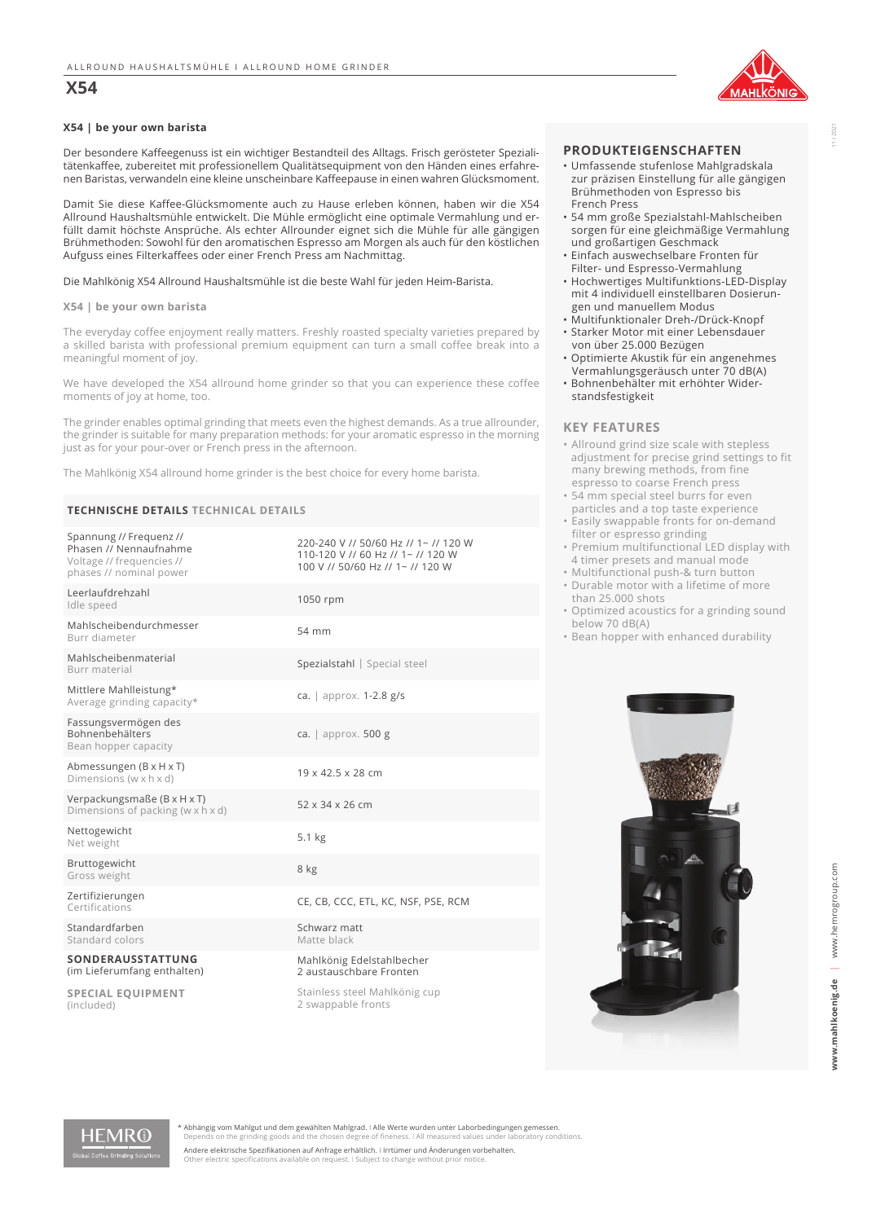ALLROUND HAUSHALTSMÜHLE I ALLROUND HOME GRINDER

# X54

**X54 | be your own barista**

Der besondere Kaffeegenuss ist ein wichtiger Bestandteil des Alltags. Frisch gerösteter Spezialitätenkaffee, zubereitet mit professionellem Qualitätsequipment von den Händen eines erfahrenen Baristas, verwandeln eine kleine unscheinbare Kaffeepause in einen wahren Glücksmoment.

Damit Sie diese Kaffee-Glücksmomente auch zu Hause erleben können, haben wir die X54 Allround Haushaltsmühle entwickelt. Die Mühle ermöglicht eine optimale Vermahlung und erfüllt damit höchste Ansprüche. Als echter Allrounder eignet sich die Mühle für alle gängigen Brühmethoden: Sowohl für den aromatischen Espresso am Morgen als auch für den köstlichen Aufguss eines Filterkaffees oder einer French Press am Nachmittag.

Die Mahlkönig X54 Allround Haushaltsmühle ist die beste Wahl für jeden Heim-Barista.

**X54 | be your own barista**

The everyday coffee enjoyment really matters. Freshly roasted specialty varieties prepared by a skilled barista with professional premium equipment can turn a small coffee break into a meaningful moment of joy.

We have developed the X54 allround home grinder so that you can experience these coffee moments of joy at home, too.

The grinder enables optimal grinding that meets even the highest demands. As a true allrounder, the grinder is suitable for many preparation methods: for your aromatic espresso in the morning just as for your pour-over or French press in the afternoon.

The Mahlkönig X54 allround home grinder is the best choice for every home barista.

## TECHNISCHE DETAILS TECHNICAL DETAILS

| | |
|---|---|
| Spannung // Frequenz // Phasen // Nennaufnahme<br>Voltage // frequencies // phases // nominal power | 220-240 V // 50/60 Hz // 1~ // 120 W<br>110-120 V // 60 Hz // 1~ // 120 W<br>100 V // 50/60 Hz // 1~ // 120 W |
| Leerlaufdrehzahl<br>Idle speed | 1050 rpm |
| Mahlscheibendurchmesser<br>Burr diameter | 54 mm |
| Mahlscheibenmaterial<br>Burr material | Spezialstahl \| Special steel |
| Mittlere Mahlleistung*<br>Average grinding capacity* | ca. \| approx. 1-2.8 g/s |
| Fassungsvermögen des Bohnenbehälters<br>Bean hopper capacity | ca. \| approx. 500 g |
| Abmessungen (B x H x T)<br>Dimensions (w x h x d) | 19 x 42.5 x 28 cm |
| Verpackungsmaße (B x H x T)<br>Dimensions of packing (w x h x d) | 52 x 34 x 26 cm |
| Nettogewicht<br>Net weight | 5.1 kg |
| Bruttogewicht<br>Gross weight | 8 kg |
| Zertifizierungen<br>Certifications | CE, CB, CCC, ETL, KC, NSF, PSE, RCM |
| Standardfarben<br>Standard colors | Schwarz matt<br>Matte black |
| **SONDERAUSSTATTUNG** (im Lieferumfang enthalten) | Mahlkönig Edelstahlbecher<br>2 austauschbare Fronten |
| **SPECIAL EQUIPMENT** (included) | Stainless steel Mahlkönig cup<br>2 swappable fronts |

## PRODUKTEIGENSCHAFTEN

- Umfassende stufenlose Mahlgradskala zur präzisen Einstellung für alle gängigen Brühmethoden von Espresso bis French Press
- 54 mm große Spezialstahl-Mahlscheiben sorgen für eine gleichmäßige Vermahlung und großartigen Geschmack
- Einfach auswechselbare Fronten für Filter- und Espresso-Vermahlung
- Hochwertiges Multifunktions-LED-Display mit 4 individuell einstellbaren Dosierungen und manuellem Modus
- Multifunktionaler Dreh-/Drück-Knopf
- Starker Motor mit einer Lebensdauer von über 25.000 Bezügen
- Optimierte Akustik für ein angenehmes Vermahlungsgeräusch unter 70 dB(A)
- Bohnenbehälter mit erhöhter Widerstandsfestigkeit

## KEY FEATURES

- Allround grind size scale with stepless adjustment for precise grind settings to fit many brewing methods, from fine espresso to coarse French press
- 54 mm special steel burrs for even particles and a top taste experience
- Easily swappable fronts for on-demand filter or espresso grinding
- Premium multifunctional LED display with 4 timer presets and manual mode
- Multifunctional push-& turn button
- Durable motor with a lifetime of more than 25.000 shots
- Optimized acoustics for a grinding sound below 70 dB(A)
- Bean hopper with enhanced durability

www.mahlkoenig.de | www.hemrogroup.com

HEMRO Global Coffee Grinding Solutions

* Abhängig vom Mahlgut und dem gewählten Mahlgrad. | Alle Werte wurden unter Laborbedingungen gemessen.
Depends on the grinding goods and the chosen degree of fineness. | All measured values under laboratory conditions.

Andere elektrische Spezifikationen auf Anfrage erhältlich. | Irrtümer und Änderungen vorbehalten.
Other electric specifications available on request. | Subject to change without prior notice.